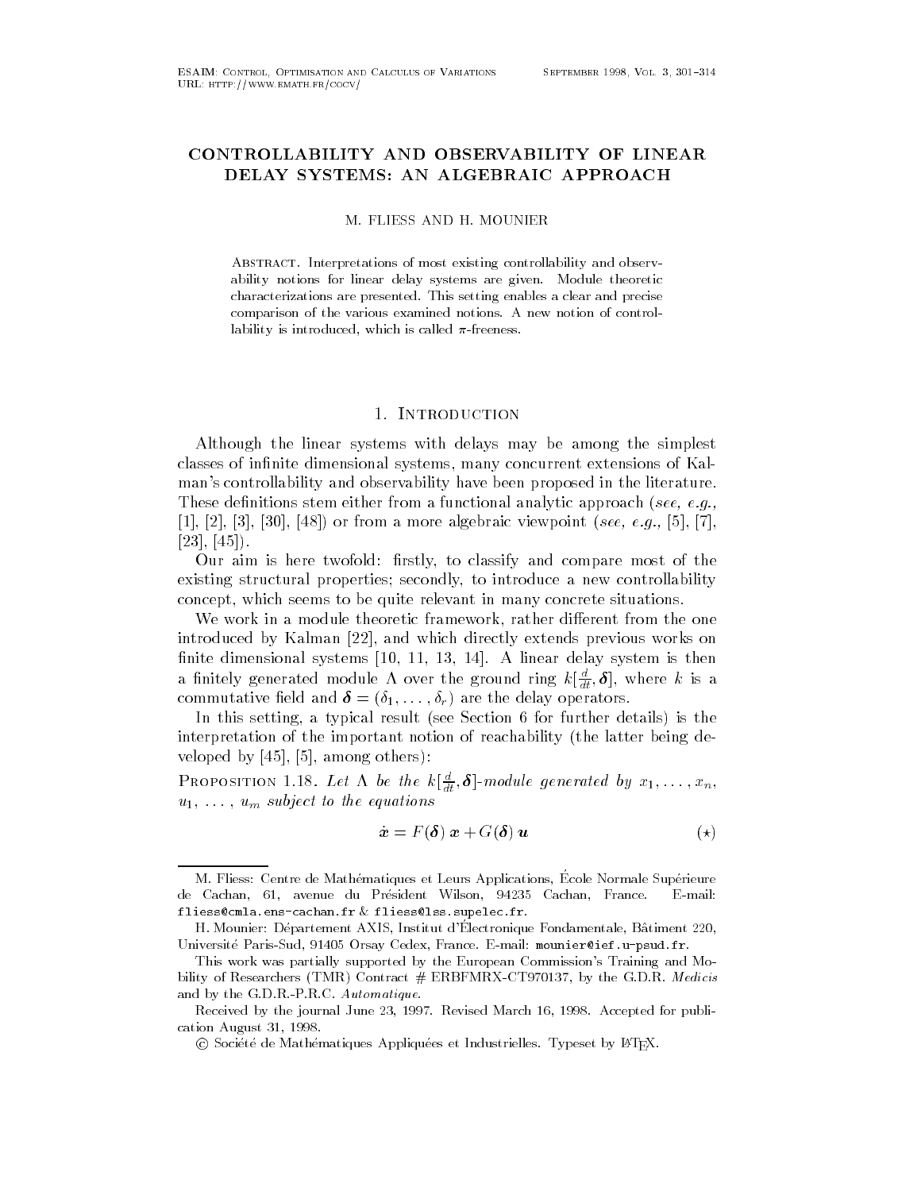# CONTROLLABILITY AND OBSERVABILITY OF LINEAR DELAY SYSTEMS: AN ALGEBRAIC APPROACH

M. FLIESS AND H. MOUNIER

Abstract. Interpretations of most existing controllability and observability notions for linear delay systems are given. Module theoretic characterizations are presented. This setting enables a clear and precise comparison of the various examined notions. A new notion of controllability is introduced, which is called $\pi$-freeness.

## 1. Introduction

Although the linear systems with delays may be among the simplest classes of infinite dimensional systems, many concurrent extensions of Kalman's controllability and observability have been proposed in the literature. These definitions stem either from a functional analytic approach (*see, e.g.,* [1], [2], [3], [30], [48]) or from a more algebraic viewpoint (*see, e.g.,* [5], [7], [23], [45]).

Our aim is here twofold: firstly, to classify and compare most of the existing structural properties; secondly, to introduce a new controllability concept, which seems to be quite relevant in many concrete situations.

We work in a module theoretic framework, rather different from the one introduced by Kalman [22], and which directly extends previous works on finite dimensional systems [10, 11, 13, 14]. A linear delay system is then a finitely generated module $\Lambda$ over the ground ring $k[\frac{d}{dt}, \boldsymbol{\delta}]$, where $k$ is a commutative field and $\boldsymbol{\delta} = (\delta_1, \ldots, \delta_r)$ are the delay operators.

In this setting, a typical result (see Section 6 for further details) is the interpretation of the important notion of reachability (the latter being developed by [45], [5], among others):

**Proposition 1.18.** *Let $\Lambda$ be the $k[\frac{d}{dt}, \boldsymbol{\delta}]$-module generated by $x_1, \ldots, x_n$, $u_1, \ldots, u_m$ subject to the equations*

$$\dot{\boldsymbol{x}} = F(\boldsymbol{\delta})\, \boldsymbol{x} + G(\boldsymbol{\delta})\, \boldsymbol{u} \qquad (\star)$$

---

M. Fliess: Centre de Mathématiques et Leurs Applications, École Normale Supérieure de Cachan, 61, avenue du Président Wilson, 94235 Cachan, France. E-mail: fliess@cmla.ens-cachan.fr & fliess@lss.supelec.fr.

H. Mounier: Département AXIS, Institut d'Électronique Fondamentale, Bâtiment 220, Université Paris-Sud, 91405 Orsay Cedex, France. E-mail: mounier@ief.u-psud.fr.

This work was partially supported by the European Commission's Training and Mobility of Researchers (TMR) Contract # ERBFMRX-CT970137, by the G.D.R. *Medicis* and by the G.D.R.-P.R.C. *Automatique*.

Received by the journal June 23, 1997. Revised March 16, 1998. Accepted for publication August 31, 1998.

© Société de Mathématiques Appliquées et Industrielles. Typeset by LaTeX.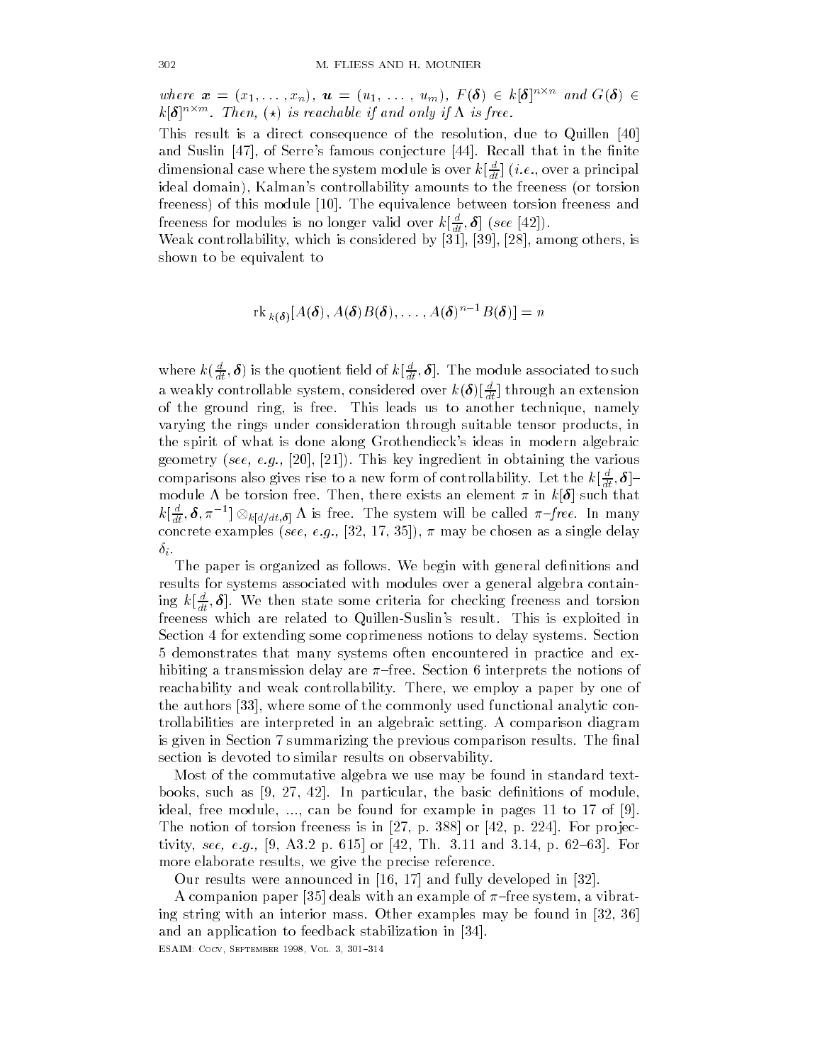*where* $\boldsymbol{x} = (x_1, \ldots, x_n)$, $\boldsymbol{u} = (u_1, \ldots, u_m)$, $F(\boldsymbol{\delta}) \in k[\boldsymbol{\delta}]^{n\times n}$ *and* $G(\boldsymbol{\delta}) \in k[\boldsymbol{\delta}]^{n\times m}$. *Then,* $(\star)$ *is reachable if and only if* $\Lambda$ *is free.*

This result is a direct consequence of the resolution, due to Quillen [40] and Suslin [47], of Serre's famous conjecture [44]. Recall that in the finite dimensional case where the system module is over $k[\frac{d}{dt}]$ (*i.e.*, over a principal ideal domain), Kalman's controllability amounts to the freeness (or torsion freeness) of this module [10]. The equivalence between torsion freeness and freeness for modules is no longer valid over $k[\frac{d}{dt}, \boldsymbol{\delta}]$ (*see* [42]).

Weak controllability, which is considered by [31], [39], [28], among others, is shown to be equivalent to

$$\mathrm{rk}_{\,k(\boldsymbol{\delta})}[A(\boldsymbol{\delta}), A(\boldsymbol{\delta})B(\boldsymbol{\delta}), \ldots, A(\boldsymbol{\delta})^{n-1}B(\boldsymbol{\delta})] = n$$

where $k(\frac{d}{dt}, \boldsymbol{\delta})$ is the quotient field of $k[\frac{d}{dt}, \boldsymbol{\delta}]$. The module associated to such a weakly controllable system, considered over $k(\boldsymbol{\delta})[\frac{d}{dt}]$ through an extension of the ground ring, is free. This leads us to another technique, namely varying the rings under consideration through suitable tensor products, in the spirit of what is done along Grothendieck's ideas in modern algebraic geometry (*see, e.g.,* [20], [21]). This key ingredient in obtaining the various comparisons also gives rise to a new form of controllability. Let the $k[\frac{d}{dt}, \boldsymbol{\delta}]$–module $\Lambda$ be torsion free. Then, there exists an element $\pi$ in $k[\boldsymbol{\delta}]$ such that $k[\frac{d}{dt}, \boldsymbol{\delta}, \pi^{-1}] \otimes_{k[d/dt, \boldsymbol{\delta}]} \Lambda$ is free. The system will be called $\pi$*–free*. In many concrete examples (*see, e.g.,* [32, 17, 35]), $\pi$ may be chosen as a single delay $\delta_i$.

The paper is organized as follows. We begin with general definitions and results for systems associated with modules over a general algebra containing $k[\frac{d}{dt}, \boldsymbol{\delta}]$. We then state some criteria for checking freeness and torsion freeness which are related to Quillen-Suslin's result. This is exploited in Section 4 for extending some coprimeness notions to delay systems. Section 5 demonstrates that many systems often encountered in practice and exhibiting a transmission delay are $\pi$–free. Section 6 interprets the notions of reachability and weak controllability. There, we employ a paper by one of the authors [33], where some of the commonly used functional analytic controllabilities are interpreted in an algebraic setting. A comparison diagram is given in Section 7 summarizing the previous comparison results. The final section is devoted to similar results on observability.

Most of the commutative algebra we use may be found in standard textbooks, such as [9, 27, 42]. In particular, the basic definitions of module, ideal, free module, ..., can be found for example in pages 11 to 17 of [9]. The notion of torsion freeness is in [27, p. 388] or [42, p. 224]. For projectivity, *see, e.g.,* [9, A3.2 p. 615] or [42, Th. 3.11 and 3.14, p. 62–63]. For more elaborate results, we give the precise reference.

Our results were announced in [16, 17] and fully developed in [32].

A companion paper [35] deals with an example of $\pi$–free system, a vibrating string with an interior mass. Other examples may be found in [32, 36] and an application to feedback stabilization in [34].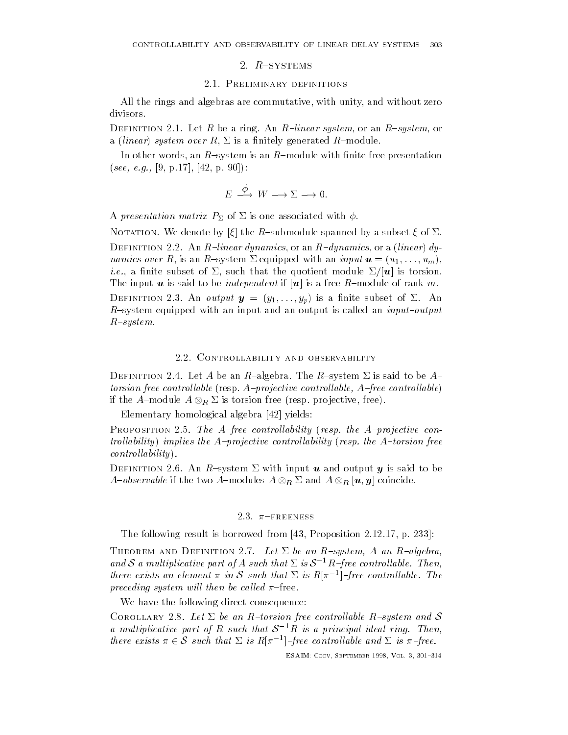## 2. $R$–systems

### 2.1. Preliminary definitions

All the rings and algebras are commutative, with unity, and without zero divisors.

Definition 2.1. Let $R$ be a ring. An *$R$–linear system*, or an *$R$–system*, or a *(linear) system over $R$*, $\Sigma$ is a finitely generated $R$–module.

In other words, an $R$–system is an $R$–module with finite free presentation (*see, e.g.*, [9, p.17], [42, p. 90]):

$$E \xrightarrow{\phi} W \longrightarrow \Sigma \longrightarrow 0.$$

A *presentation matrix* $P_\Sigma$ of $\Sigma$ is one associated with $\phi$.

Notation. We denote by $[\xi]$ the $R$–submodule spanned by a subset $\xi$ of $\Sigma$.

Definition 2.2. An *$R$–linear dynamics*, or an *$R$–dynamics*, or a *(linear) dynamics over $R$*, is an $R$–system $\Sigma$ equipped with an *input* $\boldsymbol{u} = (u_1, \ldots, u_m)$, *i.e.*, a finite subset of $\Sigma$, such that the quotient module $\Sigma/[\boldsymbol{u}]$ is torsion. The input $\boldsymbol{u}$ is said to be *independent* if $[\boldsymbol{u}]$ is a free $R$–module of rank $m$.

Definition 2.3. An *output* $\boldsymbol{y} = (y_1, \ldots, y_p)$ is a finite subset of $\Sigma$. An $R$–system equipped with an input and an output is called an *input–output $R$–system*.

### 2.2. Controllability and observability

Definition 2.4. Let $A$ be an $R$–algebra. The $R$–system $\Sigma$ is said to be *$A$–torsion free controllable* (resp. *$A$–projective controllable*, *$A$–free controllable*) if the $A$–module $A \otimes_R \Sigma$ is torsion free (resp. projective, free).

Elementary homological algebra [42] yields:

Proposition 2.5. *The $A$–free controllability (resp. the $A$–projective controllability) implies the $A$–projective controllability (resp. the $A$–torsion free controllability).*

Definition 2.6. An $R$–system $\Sigma$ with input $\boldsymbol{u}$ and output $\boldsymbol{y}$ is said to be *$A$–observable* if the two $A$–modules $A \otimes_R \Sigma$ and $A \otimes_R [\boldsymbol{u}, \boldsymbol{y}]$ coincide.

### 2.3. $\pi$–freeness

The following result is borrowed from [43, Proposition 2.12.17, p. 233]:

Theorem and Definition 2.7. *Let $\Sigma$ be an $R$–system, $A$ an $R$–algebra, and $\mathcal{S}$ a multiplicative part of $A$ such that $\Sigma$ is $\mathcal{S}^{-1}R$–free controllable. Then, there exists an element $\pi$ in $\mathcal{S}$ such that $\Sigma$ is $R[\pi^{-1}]$–free controllable. The preceding system will then be called $\pi$*–free.

We have the following direct consequence:

Corollary 2.8. *Let $\Sigma$ be an $R$–torsion free controllable $R$–system and $\mathcal{S}$ a multiplicative part of $R$ such that $\mathcal{S}^{-1}R$ is a principal ideal ring. Then, there exists $\pi \in \mathcal{S}$ such that $\Sigma$ is $R[\pi^{-1}]$–free controllable and $\Sigma$ is $\pi$–free.*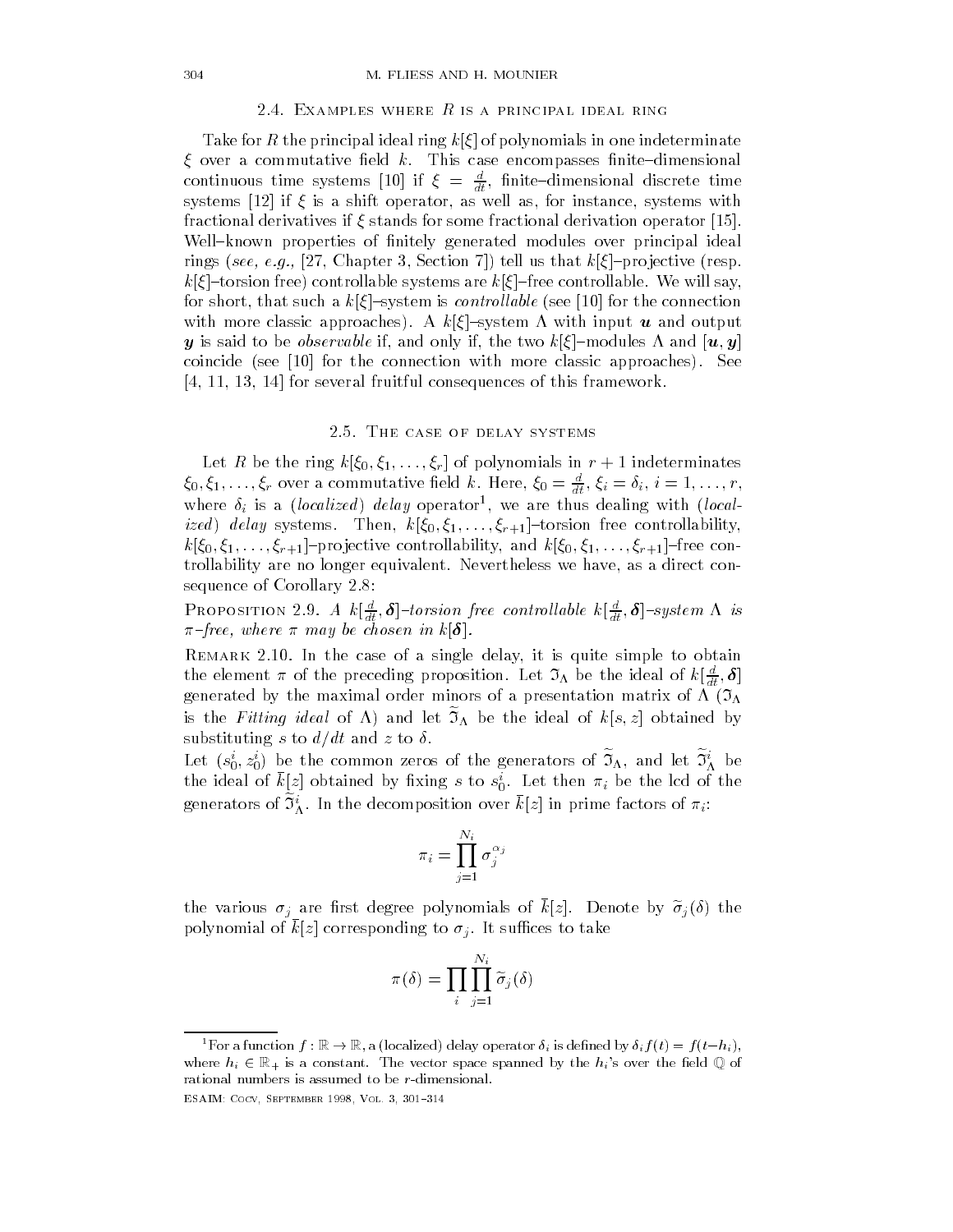### 2.4. Examples where $R$ is a principal ideal ring

Take for $R$ the principal ideal ring $k[\xi]$ of polynomials in one indeterminate $\xi$ over a commutative field $k$. This case encompasses finite–dimensional continuous time systems [10] if $\xi = \frac{d}{dt}$, finite–dimensional discrete time systems [12] if $\xi$ is a shift operator, as well as, for instance, systems with fractional derivatives if $\xi$ stands for some fractional derivation operator [15]. Well–known properties of finitely generated modules over principal ideal rings (*see, e.g.,* [27, Chapter 3, Section 7]) tell us that $k[\xi]$–projective (resp. $k[\xi]$–torsion free) controllable systems are $k[\xi]$–free controllable. We will say, for short, that such a $k[\xi]$–system is *controllable* (see [10] for the connection with more classic approaches). A $k[\xi]$–system $\Lambda$ with input $\boldsymbol{u}$ and output $\boldsymbol{y}$ is said to be *observable* if, and only if, the two $k[\xi]$–modules $\Lambda$ and $[\boldsymbol{u}, \boldsymbol{y}]$ coincide (see [10] for the connection with more classic approaches). See [4, 11, 13, 14] for several fruitful consequences of this framework.

### 2.5. The case of delay systems

Let $R$ be the ring $k[\xi_0, \xi_1, \ldots, \xi_r]$ of polynomials in $r+1$ indeterminates $\xi_0, \xi_1, \ldots, \xi_r$ over a commutative field $k$. Here, $\xi_0 = \frac{d}{dt}$, $\xi_i = \delta_i$, $i = 1, \ldots, r$, where $\delta_i$ is a (*localized*) *delay* operator[1], we are thus dealing with (*localized*) *delay* systems. Then, $k[\xi_0, \xi_1, \ldots, \xi_{r+1}]$–torsion free controllability, $k[\xi_0, \xi_1, \ldots, \xi_{r+1}]$–projective controllability, and $k[\xi_0, \xi_1, \ldots, \xi_{r+1}]$–free controllability are no longer equivalent. Nevertheless we have, as a direct consequence of Corollary 2.8:

**Proposition 2.9.** *A $k[\frac{d}{dt}, \boldsymbol{\delta}]$–torsion free controllable $k[\frac{d}{dt}, \boldsymbol{\delta}]$–system $\Lambda$ is $\pi$–free, where $\pi$ may be chosen in $k[\boldsymbol{\delta}]$.*

**Remark 2.10.** In the case of a single delay, it is quite simple to obtain the element $\pi$ of the preceding proposition. Let $\mathfrak{I}_\Lambda$ be the ideal of $k[\frac{d}{dt}, \boldsymbol{\delta}]$ generated by the maximal order minors of a presentation matrix of $\Lambda$ ($\mathfrak{I}_\Lambda$ is the *Fitting ideal* of $\Lambda$) and let $\widetilde{\mathfrak{I}}_\Lambda$ be the ideal of $k[s, z]$ obtained by substituting $s$ to $d/dt$ and $z$ to $\delta$.
Let $(s_0^i, z_0^i)$ be the common zeros of the generators of $\widetilde{\mathfrak{I}}_\Lambda$, and let $\widetilde{\mathfrak{I}}_\Lambda^i$ be the ideal of $\bar{k}[z]$ obtained by fixing $s$ to $s_0^i$. Let then $\pi_i$ be the lcd of the generators of $\widetilde{\mathfrak{I}}_\Lambda^i$. In the decomposition over $\bar{k}[z]$ in prime factors of $\pi_i$:

$$\pi_i = \prod_{j=1}^{N_i} \sigma_j^{\alpha_j}$$

the various $\sigma_j$ are first degree polynomials of $\bar{k}[z]$. Denote by $\widetilde{\sigma}_j(\delta)$ the polynomial of $\bar{k}[z]$ corresponding to $\sigma_j$. It suffices to take

$$\pi(\delta) = \prod_i \prod_{j=1}^{N_i} \widetilde{\sigma}_j(\delta)$$

---

[1] For a function $f : \mathbb{R} \to \mathbb{R}$, a (localized) delay operator $\delta_i$ is defined by $\delta_i f(t) = f(t - h_i)$, where $h_i \in \mathbb{R}_+$ is a constant. The vector space spanned by the $h_i$'s over the field $\mathbb{Q}$ of rational numbers is assumed to be $r$-dimensional.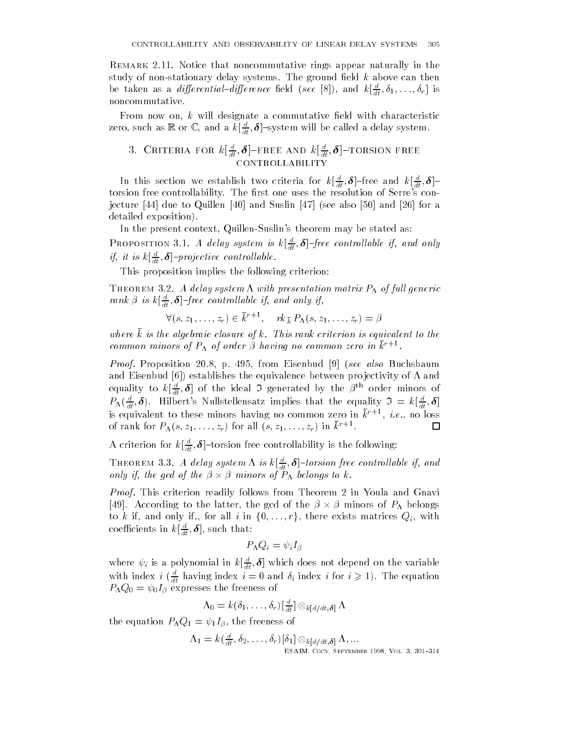**Remark 2.11.** Notice that noncommutative rings appear naturally in the study of non-stationary delay systems. The ground field $k$ above can then be taken as a *differential–difference* field (*see* [8]), and $k[\frac{d}{dt}, \delta_1, \ldots, \delta_r]$ is noncommutative.

From now on, $k$ will designate a commutative field with characteristic zero, such as $\mathbb{R}$ or $\mathbb{C}$, and a $k[\frac{d}{dt}, \boldsymbol{\delta}]$–system will be called a delay system.

## 3. Criteria for $k[\frac{d}{dt}, \boldsymbol{\delta}]$–free and $k[\frac{d}{dt}, \boldsymbol{\delta}]$–torsion free controllability

In this section we establish two criteria for $k[\frac{d}{dt}, \boldsymbol{\delta}]$–free and $k[\frac{d}{dt}, \boldsymbol{\delta}]$–torsion free controllability. The first one uses the resolution of Serre's conjecture [44] due to Quillen [40] and Suslin [47] (see also [50] and [26] for a detailed exposition).

In the present context, Quillen-Suslin's theorem may be stated as:

**Proposition 3.1.** *A delay system is $k[\frac{d}{dt}, \boldsymbol{\delta}]$–free controllable if, and only if, it is $k[\frac{d}{dt}, \boldsymbol{\delta}]$–projective controllable.*

This proposition implies the following criterion:

**Theorem 3.2.** *A delay system $\Lambda$ with presentation matrix $P_\Lambda$ of full generic rank $\beta$ is $k[\frac{d}{dt}, \boldsymbol{\delta}]$–free controllable if, and only if,*

$$\forall (s, z_1, \ldots, z_r) \in \bar{k}^{r+1}, \quad rk_{\bar{k}}\, P_\Lambda(s, z_1, \ldots, z_r) = \beta$$

*where $\bar{k}$ is the algebraic closure of $k$. This rank criterion is equivalent to the common minors of $P_\Lambda$ of order $\beta$ having no common zero in $\bar{k}^{r+1}$.*

*Proof.* Proposition 20.8, p. 495, from Eisenbud [9] (*see also* Buchsbaum and Eisenbud [6]) establishes the equivalence between projectivity of $\Lambda$ and equality to $k[\frac{d}{dt}, \boldsymbol{\delta}]$ of the ideal $\mathfrak{I}$ generated by the $\beta^{\text{th}}$ order minors of $P_\Lambda(\frac{d}{dt}, \boldsymbol{\delta})$. Hilbert's Nullstellensatz implies that the equality $\mathfrak{I} = k[\frac{d}{dt}, \boldsymbol{\delta}]$ is equivalent to these minors having no common zero in $\bar{k}^{r+1}$, *i.e.*, no loss of rank for $P_\Lambda(s, z_1, \ldots, z_r)$ for all $(s, z_1, \ldots, z_r)$ in $\bar{k}^{r+1}$. $\square$

A criterion for $k[\frac{d}{dt}, \boldsymbol{\delta}]$–torsion free controllability is the following:

**Theorem 3.3.** *A delay system $\Lambda$ is $k[\frac{d}{dt}, \boldsymbol{\delta}]$–torsion free controllable if, and only if, the gcd of the $\beta \times \beta$ minors of $P_\Lambda$ belongs to $k$.*

*Proof.* This criterion readily follows from Theorem 2 in Youla and Gnavi [49]. According to the latter, the gcd of the $\beta \times \beta$ minors of $P_\Lambda$ belongs to $k$ if, and only if,, for all $i$ in $\{0, \ldots, r\}$, there exists matrices $Q_i$, with coefficients in $k[\frac{d}{dt}, \boldsymbol{\delta}]$, such that:

$$P_\Lambda Q_i = \psi_i I_\beta$$

where $\psi_i$ is a polynomial in $k[\frac{d}{dt}, \boldsymbol{\delta}]$ which does not depend on the variable with index $i$ ($\frac{d}{dt}$ having index $i = 0$ and $\delta_i$ index $i$ for $i \geqslant 1$). The equation $P_\Lambda Q_0 = \psi_0 I_\beta$ expresses the freeness of

$$\Lambda_0 = k(\delta_1, \ldots, \delta_r)[\tfrac{d}{dt}] \otimes_{k[d/dt, \boldsymbol{\delta}]} \Lambda$$

the equation $P_\Lambda Q_1 = \psi_1 I_\beta$, the freeness of

$$\Lambda_1 = k(\tfrac{d}{dt}, \delta_2, \ldots, \delta_r)[\delta_1] \otimes_{k[d/dt, \boldsymbol{\delta}]} \Lambda, \ldots$$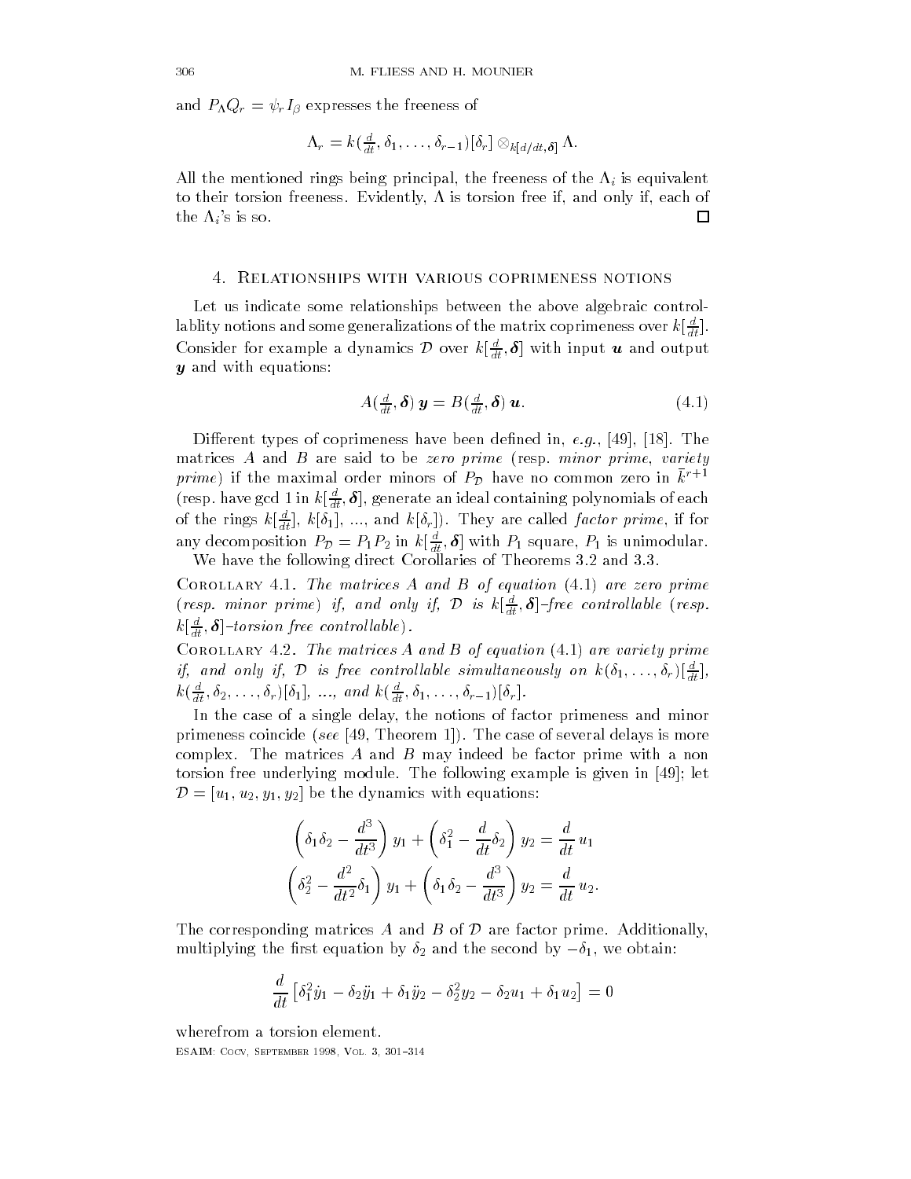and $P_\Lambda Q_r = \psi_r I_\beta$ expresses the freeness of

$$\Lambda_r = k(\tfrac{d}{dt}, \delta_1, \ldots, \delta_{r-1})[\delta_r] \otimes_{k[d/dt,\boldsymbol{\delta}]} \Lambda.$$

All the mentioned rings being principal, the freeness of the $\Lambda_i$ is equivalent to their torsion freeness. Evidently, $\Lambda$ is torsion free if, and only if, each of the $\Lambda_i$'s is so. □

## 4. Relationships with various coprimeness notions

Let us indicate some relationships between the above algebraic controllablity notions and some generalizations of the matrix coprimeness over $k[\frac{d}{dt}]$. Consider for example a dynamics $\mathcal{D}$ over $k[\frac{d}{dt}, \boldsymbol{\delta}]$ with input $\boldsymbol{u}$ and output $\boldsymbol{y}$ and with equations:

$$A(\tfrac{d}{dt}, \boldsymbol{\delta})\, \boldsymbol{y} = B(\tfrac{d}{dt}, \boldsymbol{\delta})\, \boldsymbol{u}. \tag{4.1}$$

Different types of coprimeness have been defined in, *e.g.*, [49], [18]. The matrices $A$ and $B$ are said to be *zero prime* (resp. *minor prime*, *variety prime*) if the maximal order minors of $P_{\mathcal{D}}$ have no common zero in $\bar{k}^{r+1}$ (resp. have gcd 1 in $k[\frac{d}{dt}, \boldsymbol{\delta}]$, generate an ideal containing polynomials of each of the rings $k[\frac{d}{dt}]$, $k[\delta_1]$, ..., and $k[\delta_r]$). They are called *factor prime*, if for any decomposition $P_{\mathcal{D}} = P_1 P_2$ in $k[\frac{d}{dt}, \boldsymbol{\delta}]$ with $P_1$ square, $P_1$ is unimodular.

We have the following direct Corollaries of Theorems 3.2 and 3.3.

Corollary 4.1. *The matrices $A$ and $B$ of equation (4.1) are zero prime (resp. minor prime) if, and only if, $\mathcal{D}$ is $k[\frac{d}{dt}, \boldsymbol{\delta}]$-free controllable (resp. $k[\frac{d}{dt}, \boldsymbol{\delta}]$-torsion free controllable).*

Corollary 4.2. *The matrices $A$ and $B$ of equation (4.1) are variety prime if, and only if, $\mathcal{D}$ is free controllable simultaneously on $k(\delta_1, \ldots, \delta_r)[\frac{d}{dt}]$, $k(\frac{d}{dt}, \delta_2, \ldots, \delta_r)[\delta_1]$, ..., and $k(\frac{d}{dt}, \delta_1, \ldots, \delta_{r-1})[\delta_r]$.*

In the case of a single delay, the notions of factor primeness and minor primeness coincide (*see* [49, Theorem 1]). The case of several delays is more complex. The matrices $A$ and $B$ may indeed be factor prime with a non torsion free underlying module. The following example is given in [49]; let $\mathcal{D} = [u_1, u_2, y_1, y_2]$ be the dynamics with equations:

$$\begin{aligned}
\left(\delta_1\delta_2 - \frac{d^3}{dt^3}\right) y_1 + \left(\delta_1^2 - \frac{d}{dt}\delta_2\right) y_2 &= \frac{d}{dt}\, u_1 \\
\left(\delta_2^2 - \frac{d^2}{dt^2}\delta_1\right) y_1 + \left(\delta_1\delta_2 - \frac{d^3}{dt^3}\right) y_2 &= \frac{d}{dt}\, u_2.
\end{aligned}$$

The corresponding matrices $A$ and $B$ of $\mathcal{D}$ are factor prime. Additionally, multiplying the first equation by $\delta_2$ and the second by $-\delta_1$, we obtain:

$$\frac{d}{dt}\left[\delta_1^2 \dot{y}_1 - \delta_2 \ddot{y}_1 + \delta_1 \ddot{y}_2 - \delta_2^2 y_2 - \delta_2 u_1 + \delta_1 u_2\right] = 0$$

wherefrom a torsion element.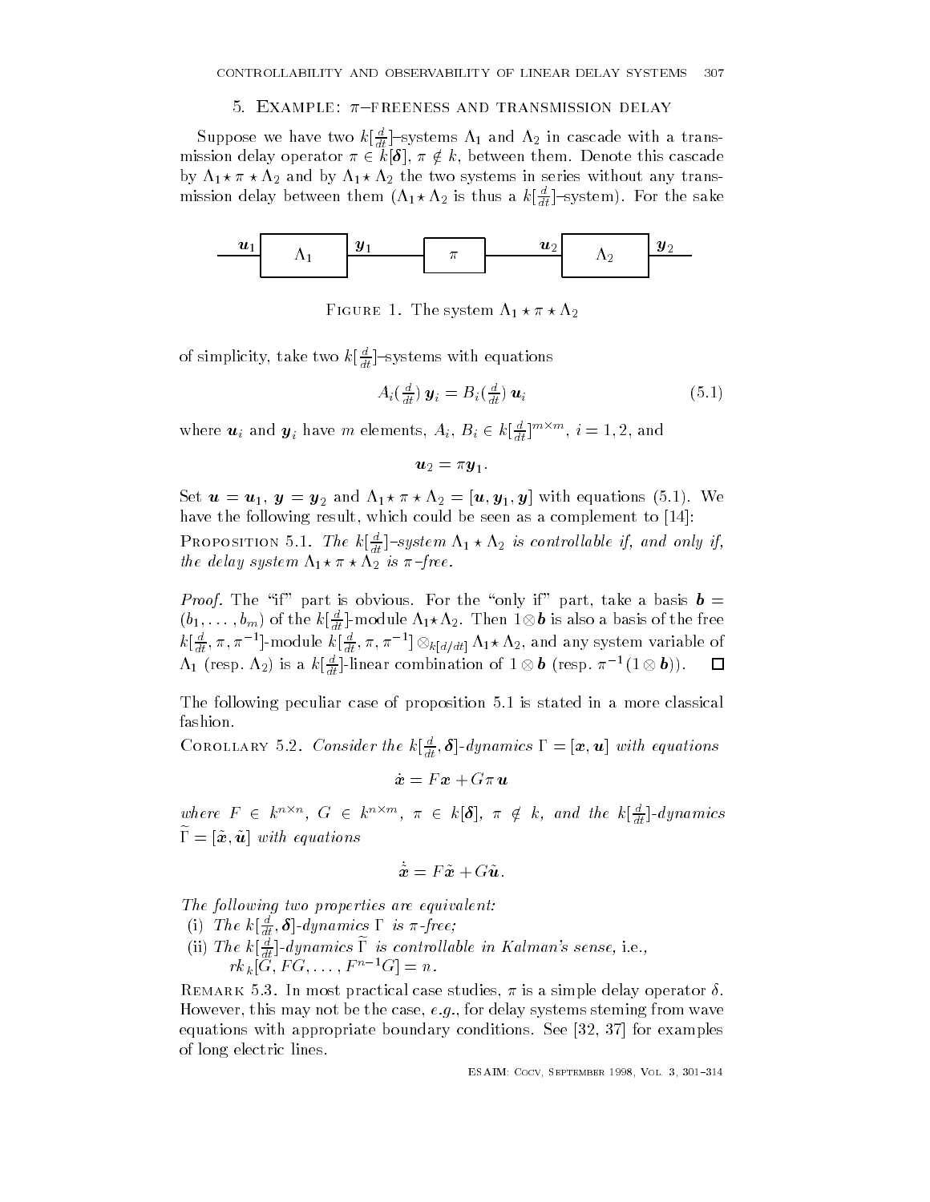## 5. Example: $\pi$–freeness and transmission delay

Suppose we have two $k[\frac{d}{dt}]$–systems $\Lambda_1$ and $\Lambda_2$ in cascade with a transmission delay operator $\pi \in k[\boldsymbol{\delta}]$, $\pi \notin k$, between them. Denote this cascade by $\Lambda_1 \star \pi \star \Lambda_2$ and by $\Lambda_1 \star \Lambda_2$ the two systems in series without any transmission delay between them ($\Lambda_1 \star \Lambda_2$ is thus a $k[\frac{d}{dt}]$–system). For the sake of simplicity, take two $k[\frac{d}{dt}]$–systems with equations

Figure 1. The system $\Lambda_1 \star \pi \star \Lambda_2$

$$A_i(\tfrac{d}{dt})\, \boldsymbol{y}_i = B_i(\tfrac{d}{dt})\, \boldsymbol{u}_i \tag{5.1}$$

where $\boldsymbol{u}_i$ and $\boldsymbol{y}_i$ have $m$ elements, $A_i$, $B_i \in k[\frac{d}{dt}]^{m\times m}$, $i = 1, 2$, and

$$\boldsymbol{u}_2 = \pi \boldsymbol{y}_1.$$

Set $\boldsymbol{u} = \boldsymbol{u}_1$, $\boldsymbol{y} = \boldsymbol{y}_2$ and $\Lambda_1 \star \pi \star \Lambda_2 = [\boldsymbol{u}, \boldsymbol{y}_1, \boldsymbol{y}]$ with equations (5.1). We have the following result, which could be seen as a complement to [14]:

Proposition 5.1. *The $k[\frac{d}{dt}]$–system $\Lambda_1 \star \Lambda_2$ is controllable if, and only if, the delay system $\Lambda_1 \star \pi \star \Lambda_2$ is $\pi$-free.*

*Proof.* The "if" part is obvious. For the "only if" part, take a basis $\boldsymbol{b} = (b_1, \ldots, b_m)$ of the $k[\frac{d}{dt}]$-module $\Lambda_1 \star \Lambda_2$. Then $1 \otimes \boldsymbol{b}$ is also a basis of the free $k[\frac{d}{dt}, \pi, \pi^{-1}]$-module $k[\frac{d}{dt}, \pi, \pi^{-1}] \otimes_{k[d/dt]} \Lambda_1 \star \Lambda_2$, and any system variable of $\Lambda_1$ (resp. $\Lambda_2$) is a $k[\frac{d}{dt}]$-linear combination of $1 \otimes \boldsymbol{b}$ (resp. $\pi^{-1}(1 \otimes \boldsymbol{b})$). $\square$

The following peculiar case of proposition 5.1 is stated in a more classical fashion.

Corollary 5.2. *Consider the $k[\frac{d}{dt}, \boldsymbol{\delta}]$-dynamics $\Gamma = [\boldsymbol{x}, \boldsymbol{u}]$ with equations*

$$\dot{\boldsymbol{x}} = F\boldsymbol{x} + G\pi\, \boldsymbol{u}$$

*where $F \in k^{n\times n}$, $G \in k^{n\times m}$, $\pi \in k[\boldsymbol{\delta}]$, $\pi \notin k$, and the $k[\frac{d}{dt}]$-dynamics $\widetilde{\Gamma} = [\tilde{\boldsymbol{x}}, \tilde{\boldsymbol{u}}]$ with equations*

$$\dot{\tilde{\boldsymbol{x}}} = F\tilde{\boldsymbol{x}} + G\tilde{\boldsymbol{u}}.$$

*The following two properties are equivalent:*

(i) *The $k[\frac{d}{dt}, \boldsymbol{\delta}]$-dynamics $\Gamma$ is $\pi$-free;*

(ii) *The $k[\frac{d}{dt}]$-dynamics $\widetilde{\Gamma}$ is controllable in Kalman's sense,* i.e.,
$rk_k[G, FG, \ldots, F^{n-1}G] = n$.

Remark 5.3. In most practical case studies, $\pi$ is a simple delay operator $\delta$. However, this may not be the case, *e.g.*, for delay systems steming from wave equations with appropriate boundary conditions. See [32, 37] for examples of long electric lines.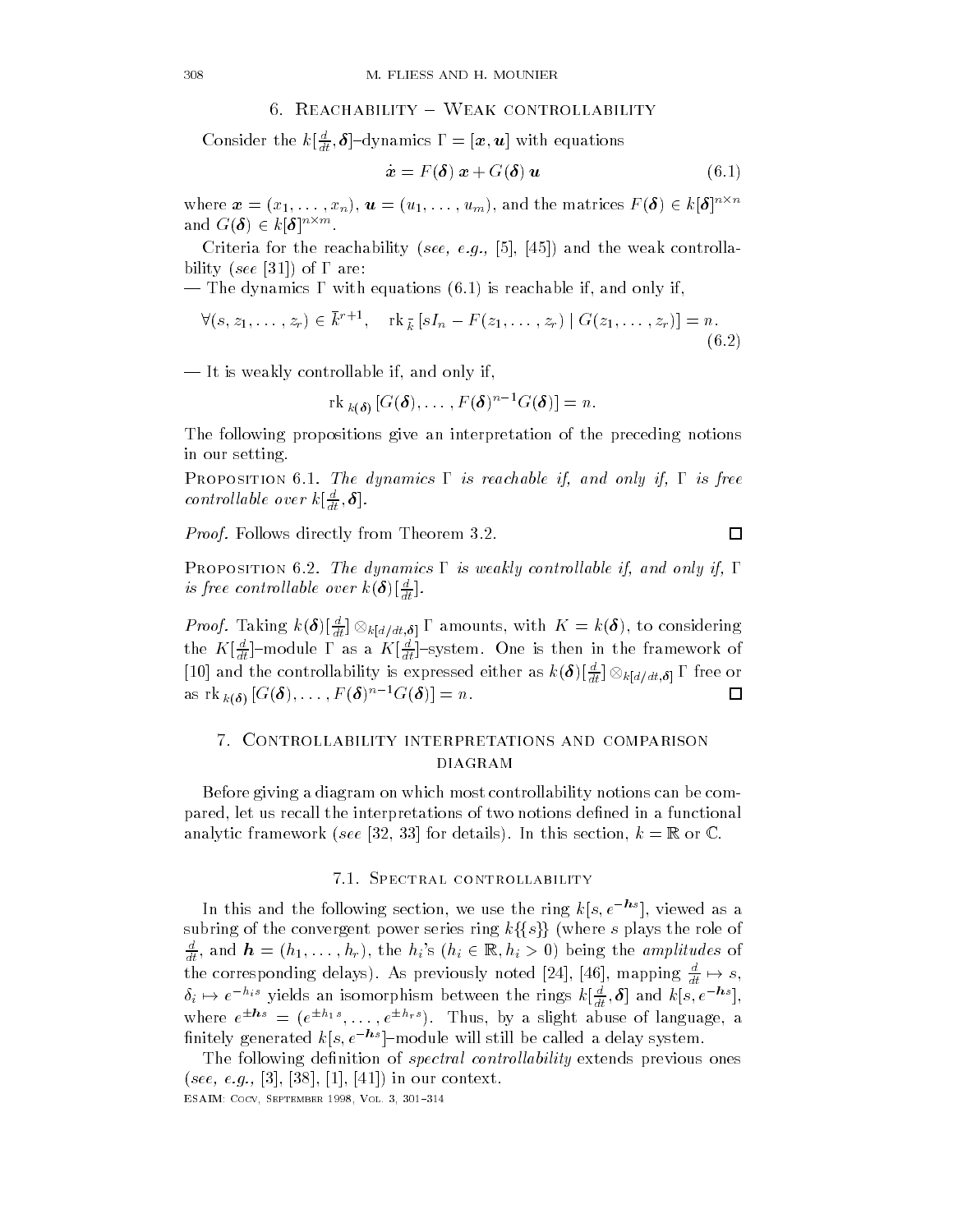## 6. Reachability – Weak controllability

Consider the $k[\frac{d}{dt}, \boldsymbol{\delta}]$–dynamics $\Gamma = [\boldsymbol{x}, \boldsymbol{u}]$ with equations

$$\dot{\boldsymbol{x}} = F(\boldsymbol{\delta})\, \boldsymbol{x} + G(\boldsymbol{\delta})\, \boldsymbol{u} \tag{6.1}$$

where $\boldsymbol{x} = (x_1, \ldots, x_n)$, $\boldsymbol{u} = (u_1, \ldots, u_m)$, and the matrices $F(\boldsymbol{\delta}) \in k[\boldsymbol{\delta}]^{n\times n}$ and $G(\boldsymbol{\delta}) \in k[\boldsymbol{\delta}]^{n\times m}$.

Criteria for the reachability (*see, e.g.,* [5], [45]) and the weak controllability (*see* [31]) of $\Gamma$ are:

— The dynamics $\Gamma$ with equations (6.1) is reachable if, and only if,

$$\forall (s, z_1, \ldots, z_r) \in \bar{k}^{r+1}, \quad \mathrm{rk}_{\,\bar{k}}\, [sI_n - F(z_1, \ldots, z_r) \mid G(z_1, \ldots, z_r)] = n. \tag{6.2}$$

— It is weakly controllable if, and only if,

$$\mathrm{rk}_{\,k(\boldsymbol{\delta})}\, [G(\boldsymbol{\delta}), \ldots, F(\boldsymbol{\delta})^{n-1} G(\boldsymbol{\delta})] = n.$$

The following propositions give an interpretation of the preceding notions in our setting.

**Proposition 6.1.** *The dynamics $\Gamma$ is reachable if, and only if, $\Gamma$ is free controllable over $k[\frac{d}{dt}, \boldsymbol{\delta}]$.*

*Proof.* Follows directly from Theorem 3.2. □

**Proposition 6.2.** *The dynamics $\Gamma$ is weakly controllable if, and only if, $\Gamma$ is free controllable over $k(\boldsymbol{\delta})[\frac{d}{dt}]$.*

*Proof.* Taking $k(\boldsymbol{\delta})[\frac{d}{dt}] \otimes_{k[d/dt, \boldsymbol{\delta}]} \Gamma$ amounts, with $K = k(\boldsymbol{\delta})$, to considering the $K[\frac{d}{dt}]$–module $\Gamma$ as a $K[\frac{d}{dt}]$–system. One is then in the framework of [10] and the controllability is expressed either as $k(\boldsymbol{\delta})[\frac{d}{dt}] \otimes_{k[d/dt, \boldsymbol{\delta}]} \Gamma$ free or as $\mathrm{rk}_{\,k(\boldsymbol{\delta})}\, [G(\boldsymbol{\delta}), \ldots, F(\boldsymbol{\delta})^{n-1} G(\boldsymbol{\delta})] = n$. □

## 7. Controllability interpretations and comparison diagram

Before giving a diagram on which most controllability notions can be compared, let us recall the interpretations of two notions defined in a functional analytic framework (*see* [32, 33] for details). In this section, $k = \mathbb{R}$ or $\mathbb{C}$.

### 7.1. Spectral controllability

In this and the following section, we use the ring $k[s, e^{-\boldsymbol{h}s}]$, viewed as a subring of the convergent power series ring $k\{\{s\}\}$ (where $s$ plays the role of $\frac{d}{dt}$, and $\boldsymbol{h} = (h_1, \ldots, h_r)$, the $h_i$'s ($h_i \in \mathbb{R}, h_i > 0$) being the *amplitudes* of the corresponding delays). As previously noted [24], [46], mapping $\frac{d}{dt} \mapsto s$, $\delta_i \mapsto e^{-h_i s}$ yields an isomorphism between the rings $k[\frac{d}{dt}, \boldsymbol{\delta}]$ and $k[s, e^{-\boldsymbol{h}s}]$, where $e^{\pm \boldsymbol{h}s} = (e^{\pm h_1 s}, \ldots, e^{\pm h_r s})$. Thus, by a slight abuse of language, a finitely generated $k[s, e^{-\boldsymbol{h}s}]$–module will still be called a delay system.

The following definition of *spectral controllability* extends previous ones (*see, e.g.,* [3], [38], [1], [41]) in our context.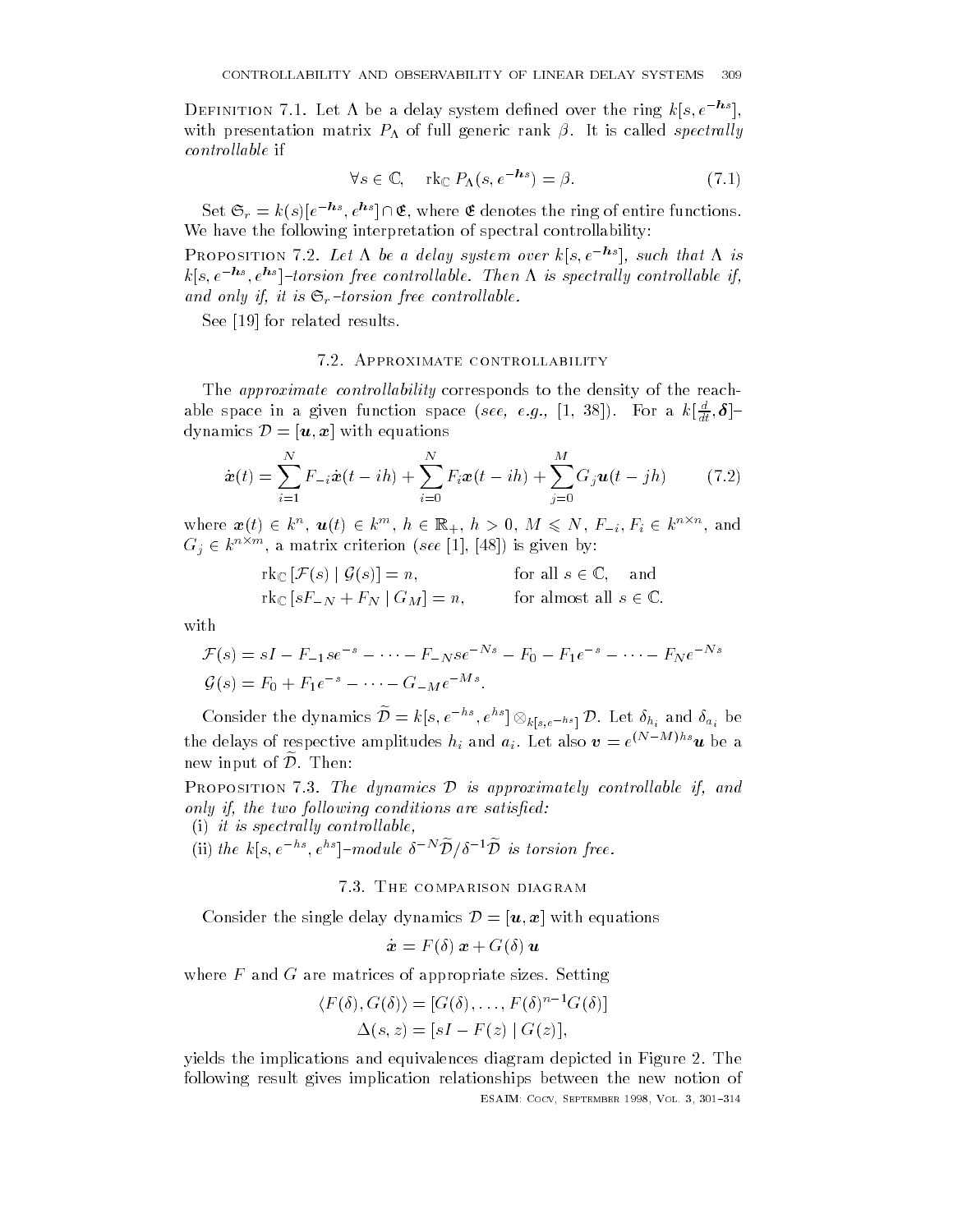**Definition 7.1.** Let $\Lambda$ be a delay system defined over the ring $k[s, e^{-\boldsymbol{h}s}]$, with presentation matrix $P_\Lambda$ of full generic rank $\beta$. It is called *spectrally controllable* if

$$\forall s \in \mathbb{C}, \quad \mathrm{rk}_{\mathbb{C}}\, P_\Lambda(s, e^{-\boldsymbol{h}s}) = \beta. \tag{7.1}$$

Set $\mathfrak{S}_r = k(s)[e^{-\boldsymbol{h}s}, e^{\boldsymbol{h}s}] \cap \mathfrak{E}$, where $\mathfrak{E}$ denotes the ring of entire functions. We have the following interpretation of spectral controllability:

**Proposition 7.2.** *Let $\Lambda$ be a delay system over $k[s, e^{-\boldsymbol{h}s}]$, such that $\Lambda$ is $k[s, e^{-\boldsymbol{h}s}, e^{\boldsymbol{h}s}]$–torsion free controllable. Then $\Lambda$ is spectrally controllable if, and only if, it is $\mathfrak{S}_r$–torsion free controllable.*

See [19] for related results.

### 7.2. Approximate controllability

The *approximate controllability* corresponds to the density of the reachable space in a given function space (*see, e.g.,* [1, 38]). For a $k[\frac{d}{dt}, \boldsymbol{\delta}]$–dynamics $\mathcal{D} = [\boldsymbol{u}, \boldsymbol{x}]$ with equations

$$\dot{\boldsymbol{x}}(t) = \sum_{i=1}^{N} F_{-i}\dot{\boldsymbol{x}}(t - ih) + \sum_{i=0}^{N} F_i \boldsymbol{x}(t - ih) + \sum_{j=0}^{M} G_j \boldsymbol{u}(t - jh) \tag{7.2}$$

where $\boldsymbol{x}(t) \in k^n$, $\boldsymbol{u}(t) \in k^m$, $h \in \mathbb{R}_+$, $h > 0$, $M \leqslant N$, $F_{-i}, F_i \in k^{n\times n}$, and $G_j \in k^{n\times m}$, a matrix criterion (*see* [1], [48]) is given by:

$$\begin{aligned}
&\mathrm{rk}_{\mathbb{C}}\,[\mathcal{F}(s) \mid \mathcal{G}(s)] = n, && \text{for all } s \in \mathbb{C}, \quad \text{and}\\
&\mathrm{rk}_{\mathbb{C}}\,[sF_{-N} + F_N \mid G_M] = n, && \text{for almost all } s \in \mathbb{C}.
\end{aligned}$$

with

$$\begin{aligned}
\mathcal{F}(s) &= sI - F_{-1}se^{-s} - \cdots - F_{-N}se^{-Ns} - F_0 - F_1e^{-s} - \cdots - F_Ne^{-Ns}\\
\mathcal{G}(s) &= F_0 + F_1e^{-s} - \cdots - G_{-M}e^{-Ms}.
\end{aligned}$$

Consider the dynamics $\widetilde{\mathcal{D}} = k[s, e^{-hs}, e^{hs}] \otimes_{k[s, e^{-hs}]} \mathcal{D}$. Let $\delta_{h_i}$ and $\delta_{a_i}$ be the delays of respective amplitudes $h_i$ and $a_i$. Let also $\boldsymbol{v} = e^{(N-M)hs}\boldsymbol{u}$ be a new input of $\widetilde{\mathcal{D}}$. Then:

**Proposition 7.3.** *The dynamics $\mathcal{D}$ is approximately controllable if, and only if, the two following conditions are satisfied:*

(i) *it is spectrally controllable,*

(ii) *the $k[s, e^{-hs}, e^{hs}]$–module $\delta^{-N}\widetilde{\mathcal{D}}/\delta^{-1}\widetilde{\mathcal{D}}$ is torsion free.*

### 7.3. The comparison diagram

Consider the single delay dynamics $\mathcal{D} = [\boldsymbol{u}, \boldsymbol{x}]$ with equations

$$\dot{\boldsymbol{x}} = F(\delta)\,\boldsymbol{x} + G(\delta)\,\boldsymbol{u}$$

where $F$ and $G$ are matrices of appropriate sizes. Setting

$$\begin{aligned}
\langle F(\delta), G(\delta)\rangle &= [G(\delta), \ldots, F(\delta)^{n-1}G(\delta)]\\
\Delta(s, z) &= [sI - F(z) \mid G(z)],
\end{aligned}$$

yields the implications and equivalences diagram depicted in Figure 2. The following result gives implication relationships between the new notion of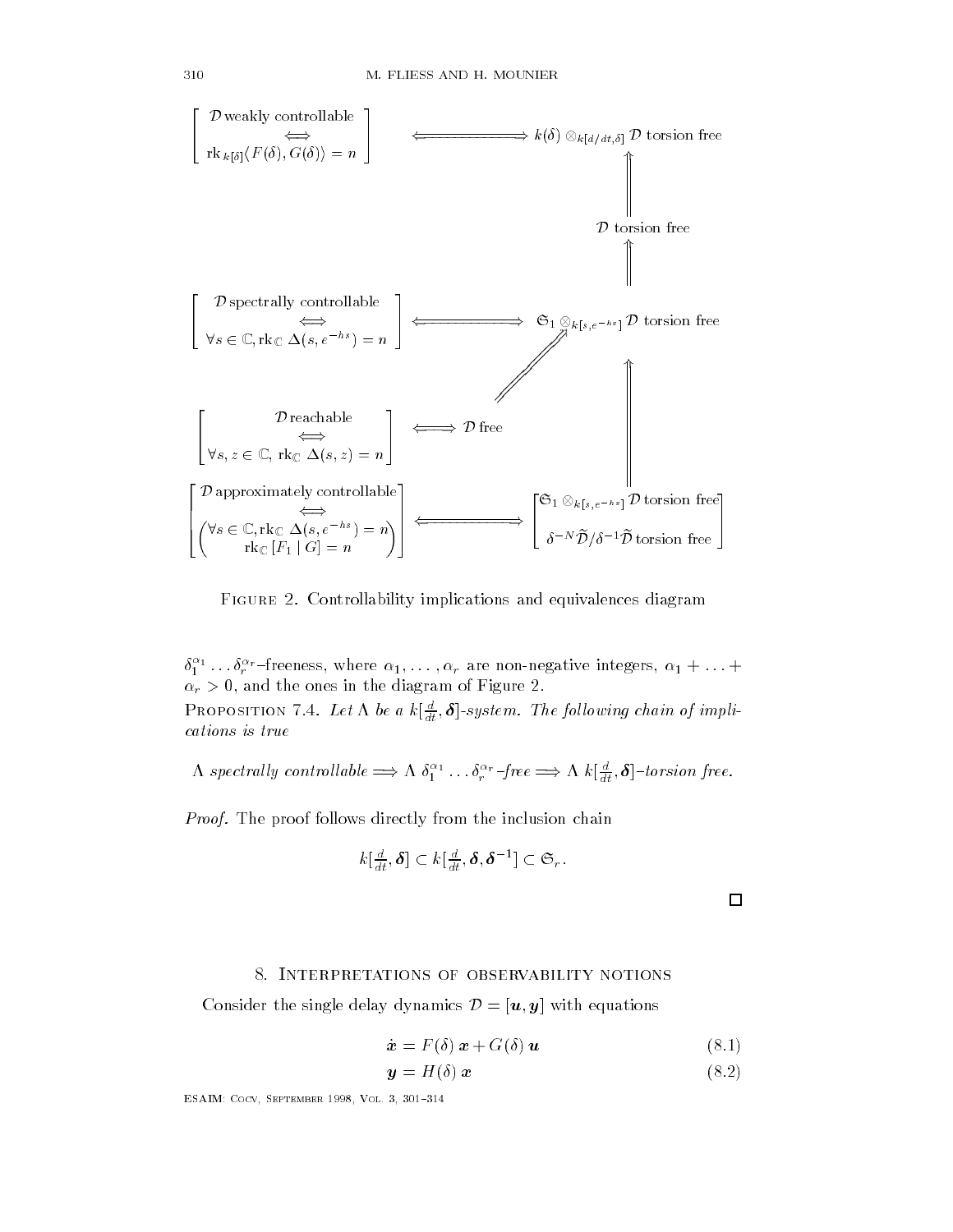$$\begin{array}{ccc}
\left[\begin{array}{c}\mathcal{D}\text{ weakly controllable}\\ \Longleftrightarrow\\ \mathrm{rk}_{\,k[\delta]}\langle F(\delta), G(\delta)\rangle = n\end{array}\right] & \Longleftarrow\!\!\!\Longrightarrow & k(\delta)\otimes_{k[d/dt,\delta]}\mathcal{D}\text{ torsion free}\\
 & & \Uparrow\\
 & & \mathcal{D}\text{ torsion free}\\
 & & \Uparrow\\
\left[\begin{array}{c}\mathcal{D}\text{ spectrally controllable}\\ \Longleftrightarrow\\ \forall s\in\mathbb{C}, \mathrm{rk}_{\mathbb{C}}\ \Delta(s, e^{-hs}) = n\end{array}\right] & \Longleftarrow\!\!\!\Longrightarrow & \mathfrak{S}_1\otimes_{k[s,e^{-hs}]}\mathcal{D}\text{ torsion free}\\
 & & \Uparrow\\
\left[\begin{array}{c}\mathcal{D}\text{ reachable}\\ \Longleftrightarrow\\ \forall s, z\in\mathbb{C},\ \mathrm{rk}_{\mathbb{C}}\ \Delta(s,z) = n\end{array}\right] & \Longleftrightarrow\ \mathcal{D}\text{ free} & \\
\left[\begin{array}{c}\mathcal{D}\text{ approximately controllable}\\ \Longleftrightarrow\\ \left(\begin{array}{c}\forall s\in\mathbb{C}, \mathrm{rk}_{\mathbb{C}}\ \Delta(s, e^{-hs}) = n\\ \mathrm{rk}_{\mathbb{C}}\,[F_1\mid G] = n\end{array}\right)\end{array}\right] & \Longleftarrow\!\!\!\Longrightarrow & \left[\begin{array}{c}\mathfrak{S}_1\otimes_{k[s,e^{-hs}]}\mathcal{D}\text{ torsion free}\\ \\ \delta^{-N}\widetilde{\mathcal{D}}/\delta^{-1}\widetilde{\mathcal{D}}\text{ torsion free}\end{array}\right]
\end{array}$$

Figure 2. Controllability implications and equivalences diagram

$\delta_1^{\alpha_1}\ldots\delta_r^{\alpha_r}$–freeness, where $\alpha_1, \ldots, \alpha_r$ are non-negative integers, $\alpha_1 + \ldots + \alpha_r > 0$, and the ones in the diagram of Figure 2.

**Proposition 7.4.** *Let $\Lambda$ be a $k[\frac{d}{dt}, \boldsymbol{\delta}]$-system. The following chain of implications is true*

$$\Lambda \text{ spectrally controllable} \Longrightarrow \Lambda\ \delta_1^{\alpha_1}\ldots\delta_r^{\alpha_r}\text{–free} \Longrightarrow \Lambda\ k[\tfrac{d}{dt}, \boldsymbol{\delta}]\text{–torsion free.}$$

*Proof.* The proof follows directly from the inclusion chain

$$k[\tfrac{d}{dt}, \boldsymbol{\delta}] \subset k[\tfrac{d}{dt}, \boldsymbol{\delta}, \boldsymbol{\delta}^{-1}] \subset \mathfrak{S}_r.$$

□

## 8. Interpretations of observability notions

Consider the single delay dynamics $\mathcal{D} = [\boldsymbol{u}, \boldsymbol{y}]$ with equations

$$\dot{\boldsymbol{x}} = F(\delta)\,\boldsymbol{x} + G(\delta)\,\boldsymbol{u} \tag{8.1}$$

$$\boldsymbol{y} = H(\delta)\,\boldsymbol{x} \tag{8.2}$$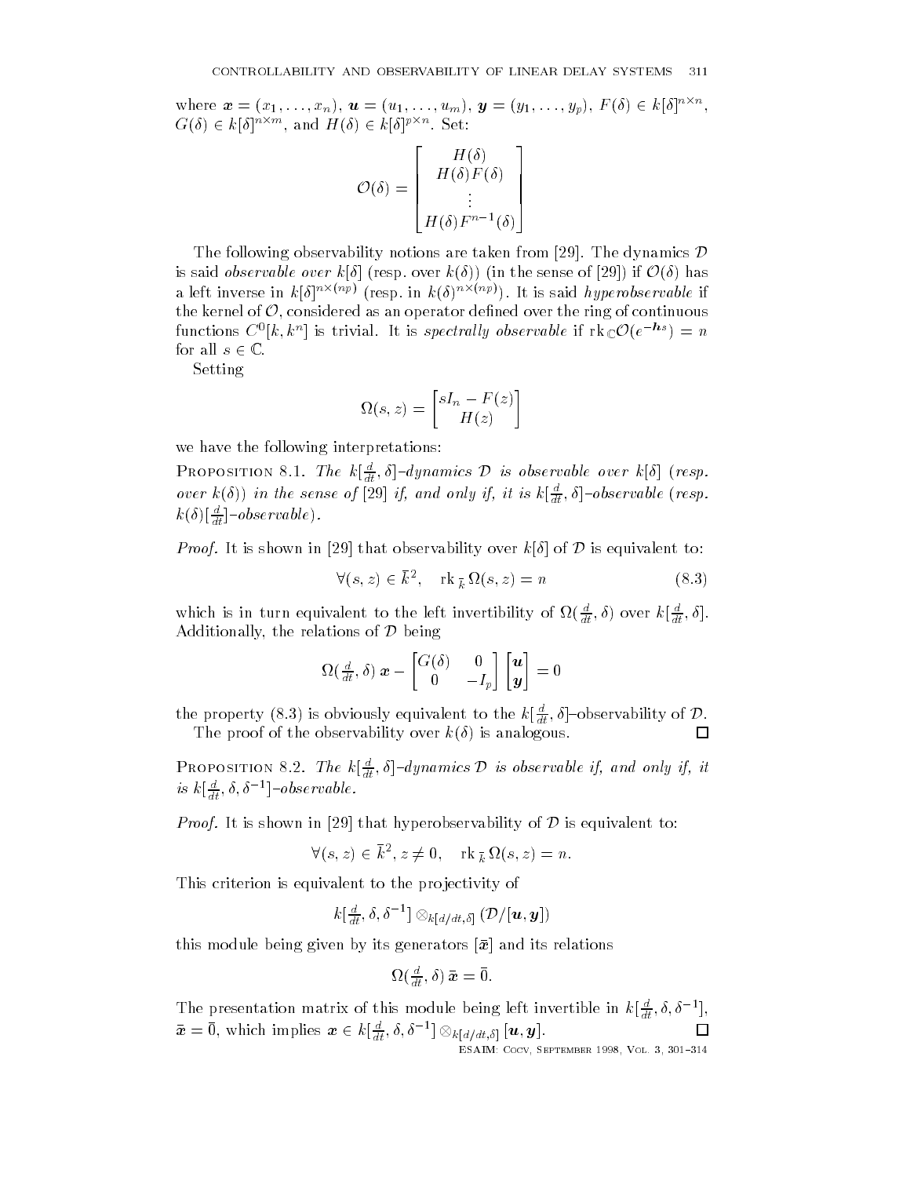where $\boldsymbol{x} = (x_1, \ldots, x_n)$, $\boldsymbol{u} = (u_1, \ldots, u_m)$, $\boldsymbol{y} = (y_1, \ldots, y_p)$, $F(\delta) \in k[\delta]^{n\times n}$, $G(\delta) \in k[\delta]^{n\times m}$, and $H(\delta) \in k[\delta]^{p\times n}$. Set:

$$\mathcal{O}(\delta) = \begin{bmatrix} H(\delta) \\ H(\delta)F(\delta) \\ \vdots \\ H(\delta)F^{n-1}(\delta) \end{bmatrix}$$

The following observability notions are taken from [29]. The dynamics $\mathcal{D}$ is said *observable over* $k[\delta]$ (resp. over $k(\delta)$) (in the sense of [29]) if $\mathcal{O}(\delta)$ has a left inverse in $k[\delta]^{n\times(np)}$ (resp. in $k(\delta)^{n\times(np)}$). It is said *hyperobservable* if the kernel of $\mathcal{O}$, considered as an operator defined over the ring of continuous functions $C^0[k, k^n]$ is trivial. It is *spectrally observable* if $\mathrm{rk}_{\mathbb{C}}\mathcal{O}(e^{-\boldsymbol{h}s}) = n$ for all $s \in \mathbb{C}$.

Setting

$$\Omega(s, z) = \begin{bmatrix} sI_n - F(z) \\ H(z) \end{bmatrix}$$

we have the following interpretations:

**Proposition 8.1.** *The $k[\frac{d}{dt}, \delta]$–dynamics $\mathcal{D}$ is observable over $k[\delta]$ (resp. over $k(\delta)$) in the sense of [29] if, and only if, it is $k[\frac{d}{dt}, \delta]$–observable (resp. $k(\delta)[\frac{d}{dt}]$–observable).*

*Proof.* It is shown in [29] that observability over $k[\delta]$ of $\mathcal{D}$ is equivalent to:

$$\forall (s, z) \in \bar{k}^2, \quad \mathrm{rk}_{\,\bar{k}}\, \Omega(s, z) = n \tag{8.3}$$

which is in turn equivalent to the left invertibility of $\Omega(\frac{d}{dt}, \delta)$ over $k[\frac{d}{dt}, \delta]$. Additionally, the relations of $\mathcal{D}$ being

$$\Omega(\tfrac{d}{dt}, \delta)\, \boldsymbol{x} - \begin{bmatrix} G(\delta) & 0 \\ 0 & -I_p \end{bmatrix} \begin{bmatrix} \boldsymbol{u} \\ \boldsymbol{y} \end{bmatrix} = 0$$

the property (8.3) is obviously equivalent to the $k[\frac{d}{dt}, \delta]$–observability of $\mathcal{D}$.

The proof of the observability over $k(\delta)$ is analogous. $\square$

**Proposition 8.2.** *The $k[\frac{d}{dt}, \delta]$–dynamics $\mathcal{D}$ is observable if, and only if, it is $k[\frac{d}{dt}, \delta, \delta^{-1}]$–observable.*

*Proof.* It is shown in [29] that hyperobservability of $\mathcal{D}$ is equivalent to:

$$\forall (s, z) \in \bar{k}^2, z \neq 0, \quad \mathrm{rk}_{\,\bar{k}}\, \Omega(s, z) = n.$$

This criterion is equivalent to the projectivity of

$$k[\tfrac{d}{dt}, \delta, \delta^{-1}] \otimes_{k[d/dt, \delta]} (\mathcal{D}/[\boldsymbol{u}, \boldsymbol{y}])$$

this module being given by its generators $[\bar{\boldsymbol{x}}]$ and its relations

$$\Omega(\tfrac{d}{dt}, \delta)\, \bar{\boldsymbol{x}} = \bar{0}.$$

The presentation matrix of this module being left invertible in $k[\frac{d}{dt}, \delta, \delta^{-1}]$, $\bar{\boldsymbol{x}} = \bar{0}$, which implies $\boldsymbol{x} \in k[\frac{d}{dt}, \delta, \delta^{-1}] \otimes_{k[d/dt, \delta]} [\boldsymbol{u}, \boldsymbol{y}]$. $\square$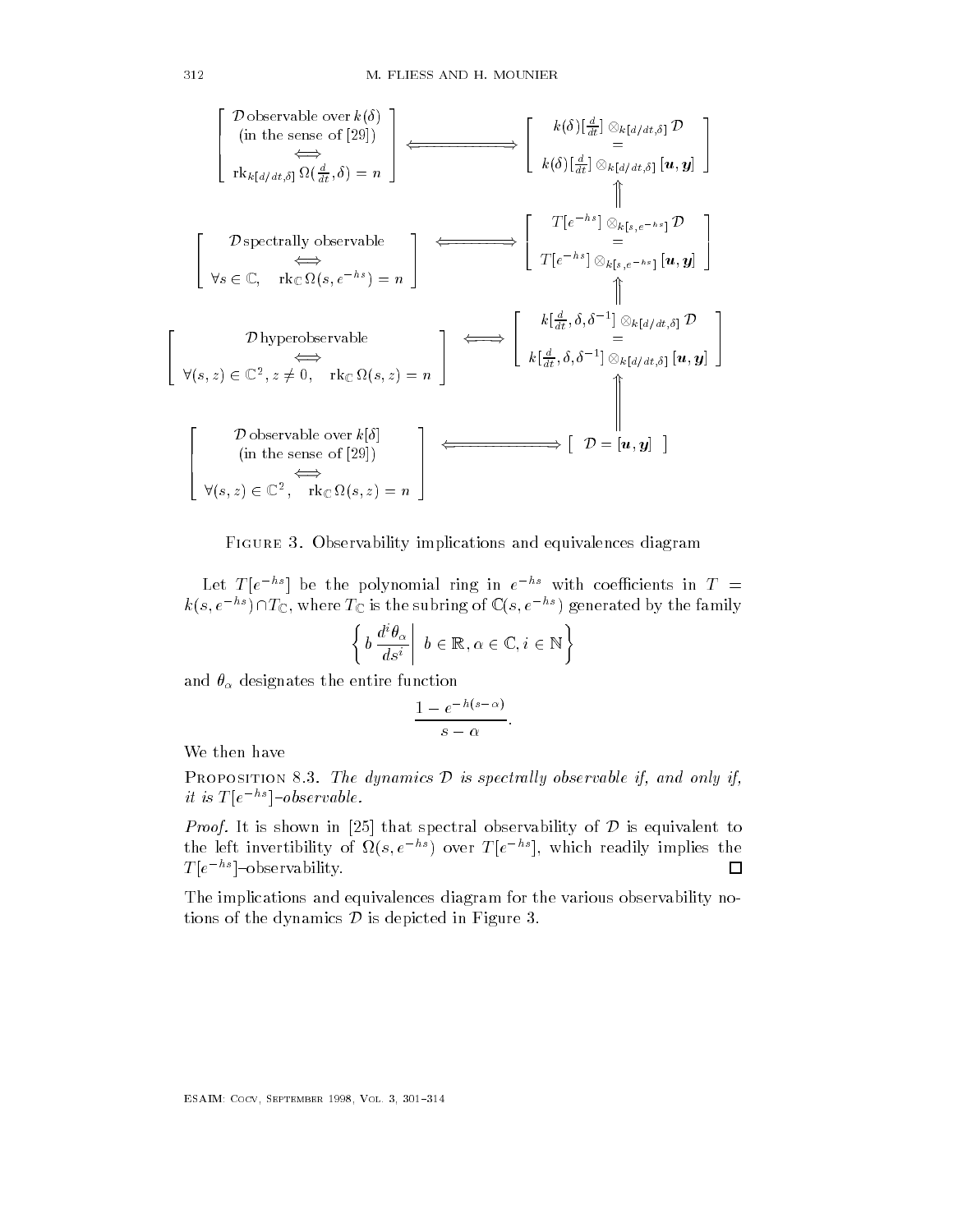$$
\left[\begin{array}{c}\mathcal{D}\,\text{observable over}\,k(\delta)\\ \text{(in the sense of [29])}\\ \Longleftrightarrow\\ \mathrm{rk}_{k[d/dt,\delta]}\,\Omega(\tfrac{d}{dt},\delta)=n\end{array}\right] \Longleftrightarrow \left[\begin{array}{c}k(\delta)[\tfrac{d}{dt}]\otimes_{k[d/dt,\delta]}\mathcal{D}\\ =\\ k(\delta)[\tfrac{d}{dt}]\otimes_{k[d/dt,\delta]}[\boldsymbol{u},\boldsymbol{y}]\end{array}\right]
$$

$$
\Uparrow
$$

$$
\left[\begin{array}{c}\mathcal{D}\,\text{spectrally observable}\\ \Longleftrightarrow\\ \forall s\in\mathbb{C},\quad \mathrm{rk}_{\mathbb{C}}\,\Omega(s,e^{-hs})=n\end{array}\right] \Longleftrightarrow \left[\begin{array}{c}T[e^{-hs}]\otimes_{k[s,e^{-hs}]}\mathcal{D}\\ =\\ T[e^{-hs}]\otimes_{k[s,e^{-hs}]}[\boldsymbol{u},\boldsymbol{y}]\end{array}\right]
$$

$$
\Uparrow
$$

$$
\left[\begin{array}{c}\mathcal{D}\,\text{hyperobservable}\\ \Longleftrightarrow\\ \forall (s,z)\in\mathbb{C}^2,\, z\neq 0,\quad \mathrm{rk}_{\mathbb{C}}\,\Omega(s,z)=n\end{array}\right] \Longleftrightarrow \left[\begin{array}{c}k[\tfrac{d}{dt},\delta,\delta^{-1}]\otimes_{k[d/dt,\delta]}\mathcal{D}\\ =\\ k[\tfrac{d}{dt},\delta,\delta^{-1}]\otimes_{k[d/dt,\delta]}[\boldsymbol{u},\boldsymbol{y}]\end{array}\right]
$$

$$
\Uparrow
$$

$$
\left[\begin{array}{c}\mathcal{D}\,\text{observable over}\,k[\delta]\\ \text{(in the sense of [29])}\\ \Longleftrightarrow\\ \forall (s,z)\in\mathbb{C}^2,\quad \mathrm{rk}_{\mathbb{C}}\,\Omega(s,z)=n\end{array}\right] \Longleftrightarrow \left[\;\mathcal{D}=[\boldsymbol{u},\boldsymbol{y}]\;\right]
$$

Figure 3. Observability implications and equivalences diagram

Let $T[e^{-hs}]$ be the polynomial ring in $e^{-hs}$ with coefficients in $T = k(s, e^{-hs}) \cap T_{\mathbb{C}}$, where $T_{\mathbb{C}}$ is the subring of $\mathbb{C}(s, e^{-hs})$ generated by the family

$$
\left\{ b\,\frac{d^i\theta_\alpha}{ds^i} \,\middle|\, b\in\mathbb{R}, \alpha\in\mathbb{C}, i\in\mathbb{N} \right\}
$$

and $\theta_\alpha$ designates the entire function

$$
\frac{1-e^{-h(s-\alpha)}}{s-\alpha}.
$$

We then have

Proposition 8.3. *The dynamics $\mathcal{D}$ is spectrally observable if, and only if, it is $T[e^{-hs}]$–observable.*

*Proof.* It is shown in [25] that spectral observability of $\mathcal{D}$ is equivalent to the left invertibility of $\Omega(s, e^{-hs})$ over $T[e^{-hs}]$, which readily implies the $T[e^{-hs}]$–observability. □

The implications and equivalences diagram for the various observability notions of the dynamics $\mathcal{D}$ is depicted in Figure 3.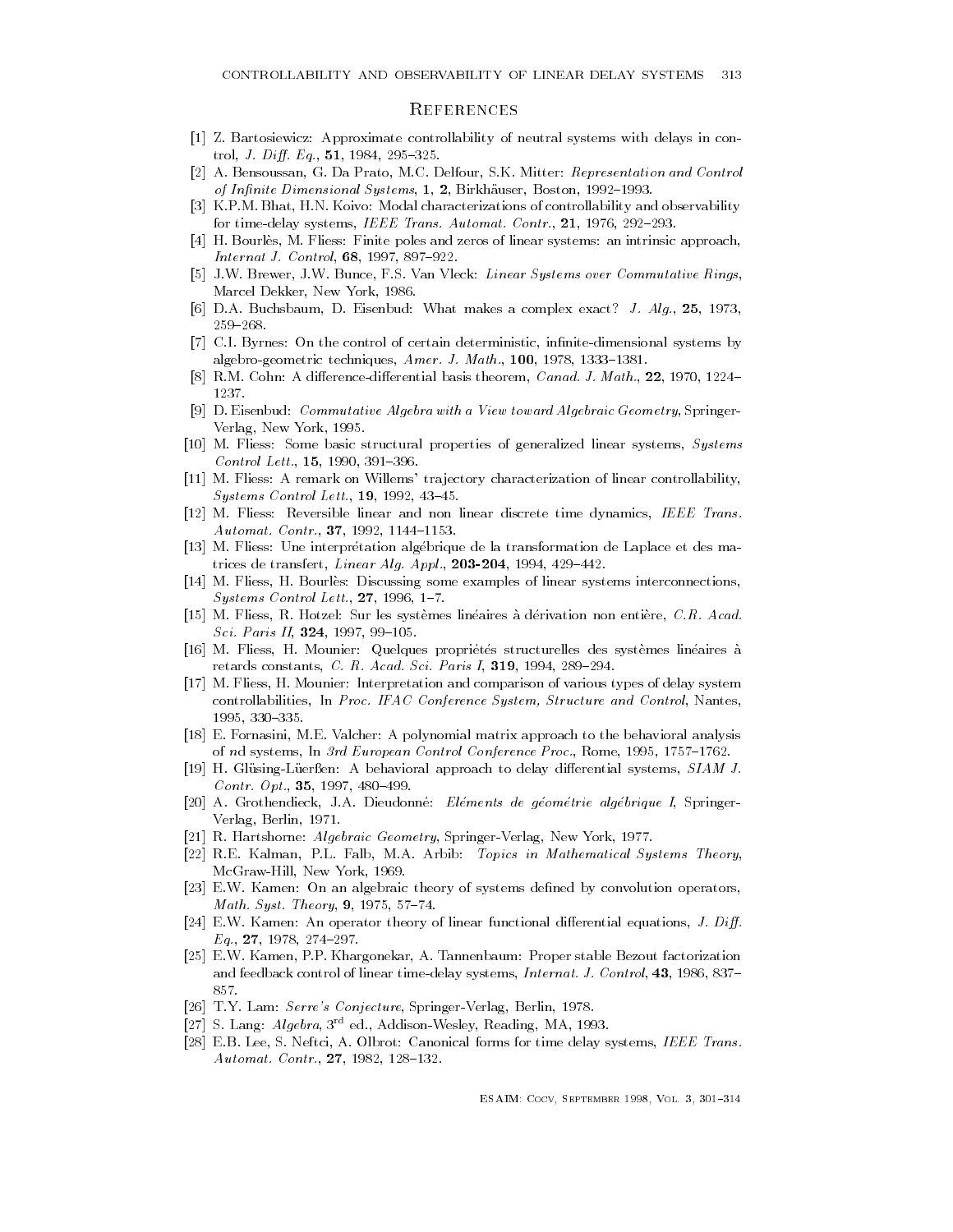## References

[1] Z. Bartosiewicz: Approximate controllability of neutral systems with delays in control, *J. Diff. Eq.*, **51**, 1984, 295–325.

[2] A. Bensoussan, G. Da Prato, M.C. Delfour, S.K. Mitter: *Representation and Control of Infinite Dimensional Systems*, **1**, **2**, Birkhäuser, Boston, 1992–1993.

[3] K.P.M. Bhat, H.N. Koivo: Modal characterizations of controllability and observability for time-delay systems, *IEEE Trans. Automat. Contr.*, **21**, 1976, 292–293.

[4] H. Bourlès, M. Fliess: Finite poles and zeros of linear systems: an intrinsic approach, *Internat J. Control*, **68**, 1997, 897–922.

[5] J.W. Brewer, J.W. Bunce, F.S. Van Vleck: *Linear Systems over Commutative Rings*, Marcel Dekker, New York, 1986.

[6] D.A. Buchsbaum, D. Eisenbud: What makes a complex exact? *J. Alg.*, **25**, 1973, 259–268.

[7] C.I. Byrnes: On the control of certain deterministic, infinite-dimensional systems by algebro-geometric techniques, *Amer. J. Math.*, **100**, 1978, 1333–1381.

[8] R.M. Cohn: A difference-differential basis theorem, *Canad. J. Math.*, **22**, 1970, 1224–1237.

[9] D. Eisenbud: *Commutative Algebra with a View toward Algebraic Geometry*, Springer-Verlag, New York, 1995.

[10] M. Fliess: Some basic structural properties of generalized linear systems, *Systems Control Lett.*, **15**, 1990, 391–396.

[11] M. Fliess: A remark on Willems' trajectory characterization of linear controllability, *Systems Control Lett.*, **19**, 1992, 43–45.

[12] M. Fliess: Reversible linear and non linear discrete time dynamics, *IEEE Trans. Automat. Contr.*, **37**, 1992, 1144–1153.

[13] M. Fliess: Une interprétation algébrique de la transformation de Laplace et des matrices de transfert, *Linear Alg. Appl.*, **203-204**, 1994, 429–442.

[14] M. Fliess, H. Bourlès: Discussing some examples of linear systems interconnections, *Systems Control Lett.*, **27**, 1996, 1–7.

[15] M. Fliess, R. Hotzel: Sur les systèmes linéaires à dérivation non entière, *C.R. Acad. Sci. Paris II*, **324**, 1997, 99–105.

[16] M. Fliess, H. Mounier: Quelques propriétés structurelles des systèmes linéaires à retards constants, *C. R. Acad. Sci. Paris I*, **319**, 1994, 289–294.

[17] M. Fliess, H. Mounier: Interpretation and comparison of various types of delay system controllabilities, In *Proc. IFAC Conference System, Structure and Control*, Nantes, 1995, 330–335.

[18] E. Fornasini, M.E. Valcher: A polynomial matrix approach to the behavioral analysis of *n*d systems, In *3rd European Control Conference Proc.*, Rome, 1995, 1757–1762.

[19] H. Glüsing-Lüerßen: A behavioral approach to delay differential systems, *SIAM J. Contr. Opt.*, **35**, 1997, 480–499.

[20] A. Grothendieck, J.A. Dieudonné: *Eléments de géométrie algébrique I*, Springer-Verlag, Berlin, 1971.

[21] R. Hartshorne: *Algebraic Geometry*, Springer-Verlag, New York, 1977.

[22] R.E. Kalman, P.L. Falb, M.A. Arbib: *Topics in Mathematical Systems Theory*, McGraw-Hill, New York, 1969.

[23] E.W. Kamen: On an algebraic theory of systems defined by convolution operators, *Math. Syst. Theory*, **9**, 1975, 57–74.

[24] E.W. Kamen: An operator theory of linear functional differential equations, *J. Diff. Eq.*, **27**, 1978, 274–297.

[25] E.W. Kamen, P.P. Khargonekar, A. Tannenbaum: Proper stable Bezout factorization and feedback control of linear time-delay systems, *Internat. J. Control*, **43**, 1986, 837–857.

[26] T.Y. Lam: *Serre's Conjecture*, Springer-Verlag, Berlin, 1978.

[27] S. Lang: *Algebra*, 3rd ed., Addison-Wesley, Reading, MA, 1993.

[28] E.B. Lee, S. Neftci, A. Olbrot: Canonical forms for time delay systems, *IEEE Trans. Automat. Contr.*, **27**, 1982, 128–132.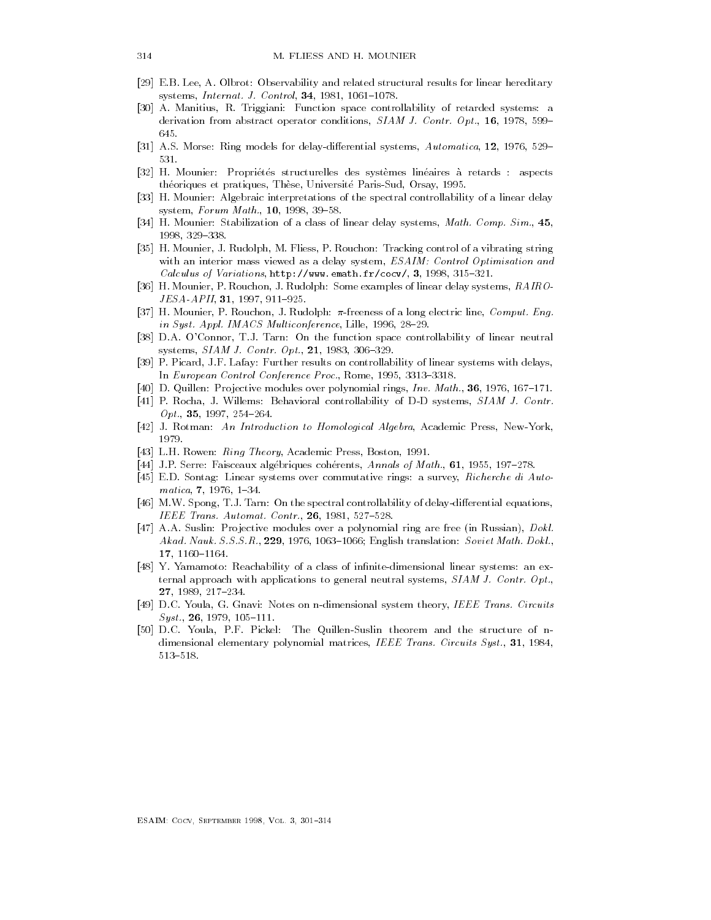[29] E.B. Lee, A. Olbrot: Observability and related structural results for linear hereditary systems, *Internat. J. Control*, **34**, 1981, 1061–1078.

[30] A. Manitius, R. Triggiani: Function space controllability of retarded systems: a derivation from abstract operator conditions, *SIAM J. Contr. Opt.*, **16**, 1978, 599–645.

[31] A.S. Morse: Ring models for delay-differential systems, *Automatica*, **12**, 1976, 529–531.

[32] H. Mounier: Propriétés structurelles des systèmes linéaires à retards : aspects théoriques et pratiques, Thèse, Université Paris-Sud, Orsay, 1995.

[33] H. Mounier: Algebraic interpretations of the spectral controllability of a linear delay system, *Forum Math.*, **10**, 1998, 39–58.

[34] H. Mounier: Stabilization of a class of linear delay systems, *Math. Comp. Sim.*, **45**, 1998, 329–338.

[35] H. Mounier, J. Rudolph, M. Fliess, P. Rouchon: Tracking control of a vibrating string with an interior mass viewed as a delay system, *ESAIM: Control Optimisation and Calculus of Variations*, `http://www.emath.fr/cocv/`, **3**, 1998, 315–321.

[36] H. Mounier, P. Rouchon, J. Rudolph: Some examples of linear delay systems, *RAIRO-JESA-APII*, **31**, 1997, 911–925.

[37] H. Mounier, P. Rouchon, J. Rudolph: $\pi$-freeness of a long electric line, *Comput. Eng. in Syst. Appl. IMACS Multiconference*, Lille, 1996, 28–29.

[38] D.A. O'Connor, T.J. Tarn: On the function space controllability of linear neutral systems, *SIAM J. Contr. Opt.*, **21**, 1983, 306–329.

[39] P. Picard, J.F. Lafay: Further results on controllability of linear systems with delays, In *European Control Conference Proc.*, Rome, 1995, 3313–3318.

[40] D. Quillen: Projective modules over polynomial rings, *Inv. Math.*, **36**, 1976, 167–171.

[41] P. Rocha, J. Willems: Behavioral controllability of D-D systems, *SIAM J. Contr. Opt.*, **35**, 1997, 254–264.

[42] J. Rotman: *An Introduction to Homological Algebra*, Academic Press, New-York, 1979.

[43] L.H. Rowen: *Ring Theory*, Academic Press, Boston, 1991.

[44] J.P. Serre: Faisceaux algébriques cohérents, *Annals of Math.*, **61**, 1955, 197–278.

[45] E.D. Sontag: Linear systems over commutative rings: a survey, *Richerche di Automatica*, **7**, 1976, 1–34.

[46] M.W. Spong, T.J. Tarn: On the spectral controllability of delay-differential equations, *IEEE Trans. Automat. Contr.*, **26**, 1981, 527–528.

[47] A.A. Suslin: Projective modules over a polynomial ring are free (in Russian), *Dokl. Akad. Nauk. S.S.S.R.*, **229**, 1976, 1063–1066; English translation: *Soviet Math. Dokl.*, **17**, 1160–1164.

[48] Y. Yamamoto: Reachability of a class of infinite-dimensional linear systems: an external approach with applications to general neutral systems, *SIAM J. Contr. Opt.*, **27**, 1989, 217–234.

[49] D.C. Youla, G. Gnavi: Notes on n-dimensional system theory, *IEEE Trans. Circuits Syst.*, **26**, 1979, 105–111.

[50] D.C. Youla, P.F. Pickel: The Quillen-Suslin theorem and the structure of n-dimensional elementary polynomial matrices, *IEEE Trans. Circuits Syst.*, **31**, 1984, 513–518.